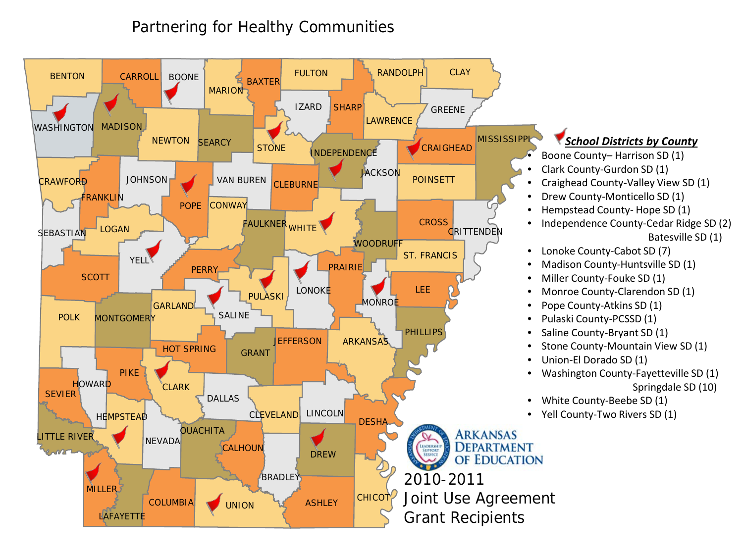# Partnering for Healthy Communities

***School Districts by County***

- Boone County– Harrison SD (1)
- Clark County-Gurdon SD (1)
- Craighead County-Valley View SD (1)
- Drew County-Monticello SD (1)
- Hempstead County- Hope SD (1)
- Independence County-Cedar Ridge SD (2)
  Batesville SD (1)
- Lonoke County-Cabot SD (7)
- Madison County-Huntsville SD (1)
- Miller County-Fouke SD (1)
- Monroe County-Clarendon SD (1)
- Pope County-Atkins SD (1)
- Pulaski County-PCSSD (1)
- Saline County-Bryant SD (1)
- Stone County-Mountain View SD (1)
- Union-El Dorado SD (1)
- Washington County-Fayetteville SD (1)
  Springdale SD (10)
- White County-Beebe SD (1)
- Yell County-Two Rivers SD (1)

ARKANSAS DEPARTMENT OF EDUCATION

2010-2011
Joint Use Agreement
Grant Recipients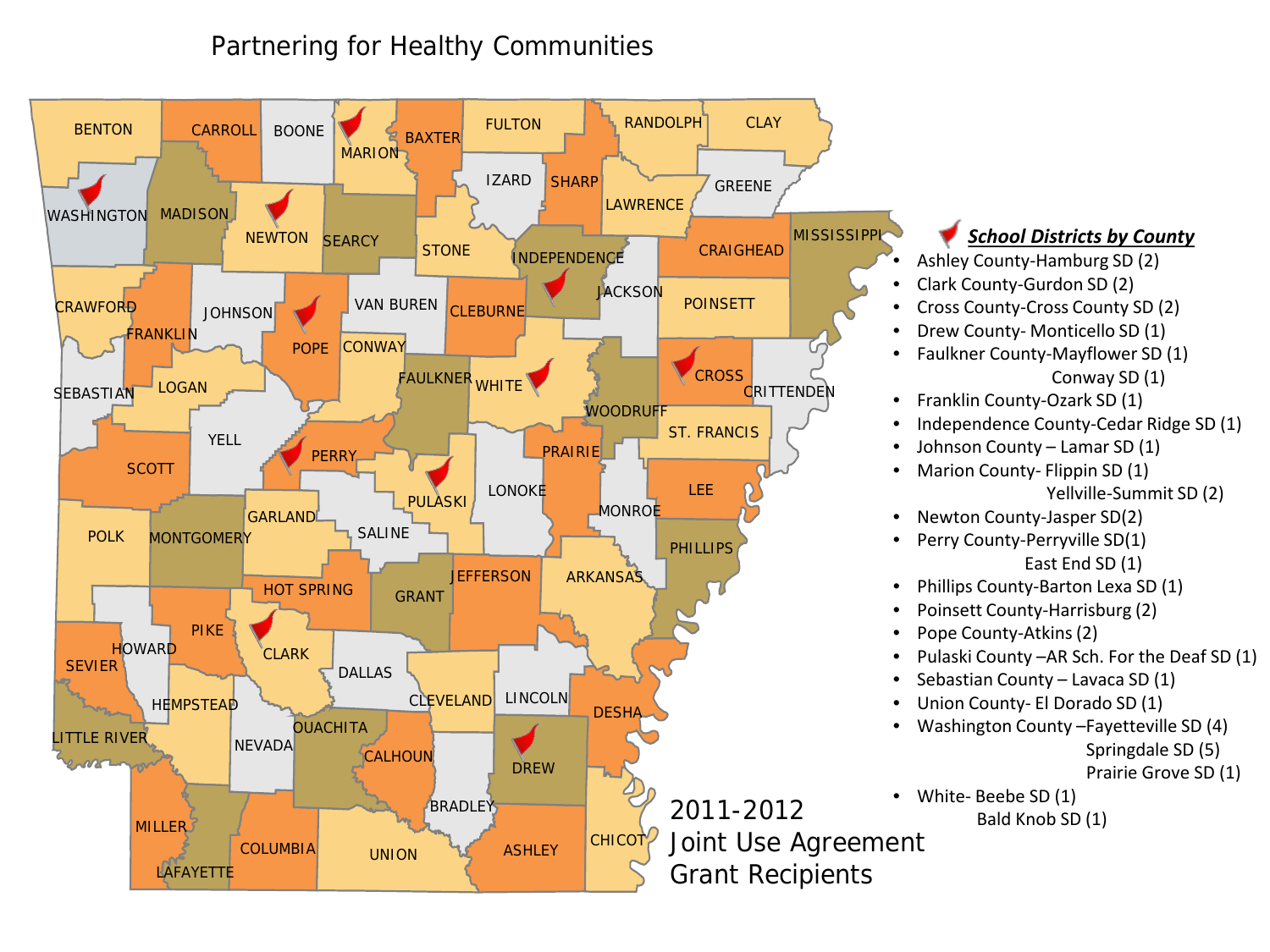# Partnering for Healthy Communities

## School Districts by County

- Ashley County-Hamburg SD (2)
- Clark County-Gurdon SD (2)
- Cross County-Cross County SD (2)
- Drew County- Monticello SD (1)
- Faulkner County-Mayflower SD (1)
  Conway SD (1)
- Franklin County-Ozark SD (1)
- Independence County-Cedar Ridge SD (1)
- Johnson County – Lamar SD (1)
- Marion County- Flippin SD (1)
  Yellville-Summit SD (2)
- Newton County-Jasper SD(2)
- Perry County-Perryville SD(1)
  East End SD (1)
- Phillips County-Barton Lexa SD (1)
- Poinsett County-Harrisburg (2)
- Pope County-Atkins (2)
- Pulaski County –AR Sch. For the Deaf SD (1)
- Sebastian County – Lavaca SD (1)
- Union County- El Dorado SD (1)
- Washington County –Fayetteville SD (4)
  Springdale SD (5)
  Prairie Grove SD (1)
- White- Beebe SD (1)
  Bald Knob SD (1)

2011-2012
Joint Use Agreement
Grant Recipients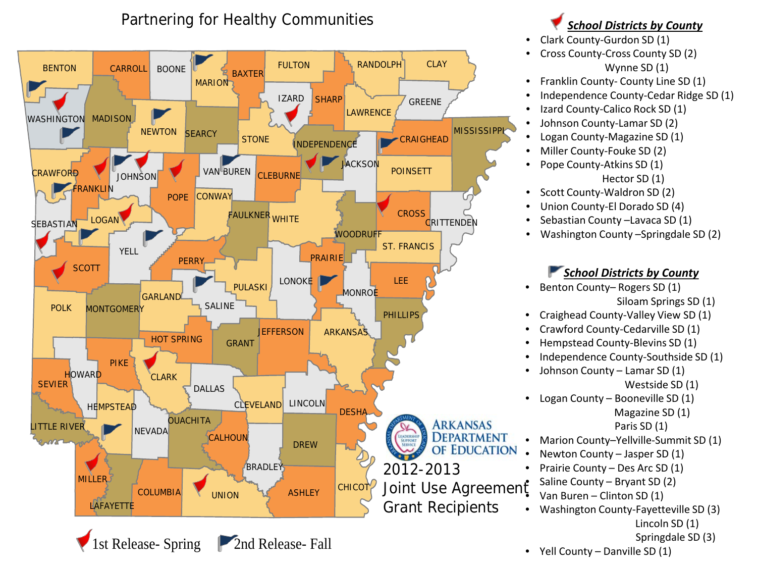# Partnering for Healthy Communities

## School Districts by County (1st Release- Spring)

- Clark County-Gurdon SD (1)
- Cross County-Cross County SD (2)
  Wynne SD (1)
- Franklin County- County Line SD (1)
- Independence County-Cedar Ridge SD (1)
- Izard County-Calico Rock SD (1)
- Johnson County-Lamar SD (2)
- Logan County-Magazine SD (1)
- Miller County-Fouke SD (2)
- Pope County-Atkins SD (1)
  Hector SD (1)
- Scott County-Waldron SD (2)
- Union County-El Dorado SD (4)
- Sebastian County –Lavaca SD (1)
- Washington County –Springdale SD (2)

## School Districts by County (2nd Release- Fall)

- Benton County– Rogers SD (1)
  Siloam Springs SD (1)
- Craighead County-Valley View SD (1)
- Crawford County-Cedarville SD (1)
- Hempstead County-Blevins SD (1)
- Independence County-Southside SD (1)
- Johnson County – Lamar SD (1)
  Westside SD (1)
- Logan County – Booneville SD (1)
  Magazine SD (1)
  Paris SD (1)
- Marion County–Yellville-Summit SD (1)
- Newton County – Jasper SD (1)
- Prairie County – Des Arc SD (1)
- Saline County – Bryant SD (2)
- Van Buren – Clinton SD (1)
- Washington County-Fayetteville SD (3)
  Lincoln SD (1)
  Springdale SD (3)
- Yell County – Danville SD (1)

Arkansas Department of Education

2012-2013 Joint Use Agreement Grant Recipients

1st Release- Spring | 2nd Release- Fall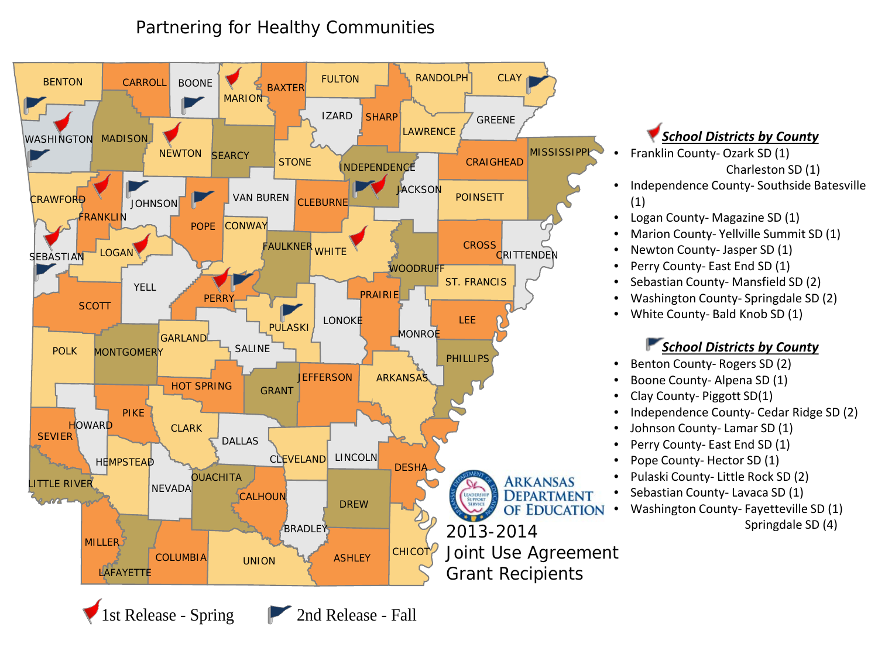# Partnering for Healthy Communities

## School Districts by County

- Franklin County- Ozark SD (1)
  Charleston SD (1)
- Independence County- Southside Batesville (1)
- Logan County- Magazine SD (1)
- Marion County- Yellville Summit SD (1)
- Newton County- Jasper SD (1)
- Perry County- East End SD (1)
- Sebastian County- Mansfield SD (2)
- Washington County- Springdale SD (2)
- White County- Bald Knob SD (1)

## School Districts by County

- Benton County- Rogers SD (2)
- Boone County- Alpena SD (1)
- Clay County- Piggott SD(1)
- Independence County- Cedar Ridge SD (2)
- Johnson County- Lamar SD (1)
- Perry County- East End SD (1)
- Pope County- Hector SD (1)
- Pulaski County- Little Rock SD (2)
- Sebastian County- Lavaca SD (1)
- Washington County- Fayetteville SD (1)
  Springdale SD (4)

ARKANSAS DEPARTMENT OF EDUCATION

2013-2014
Joint Use Agreement
Grant Recipients

1st Release - Spring

2nd Release - Fall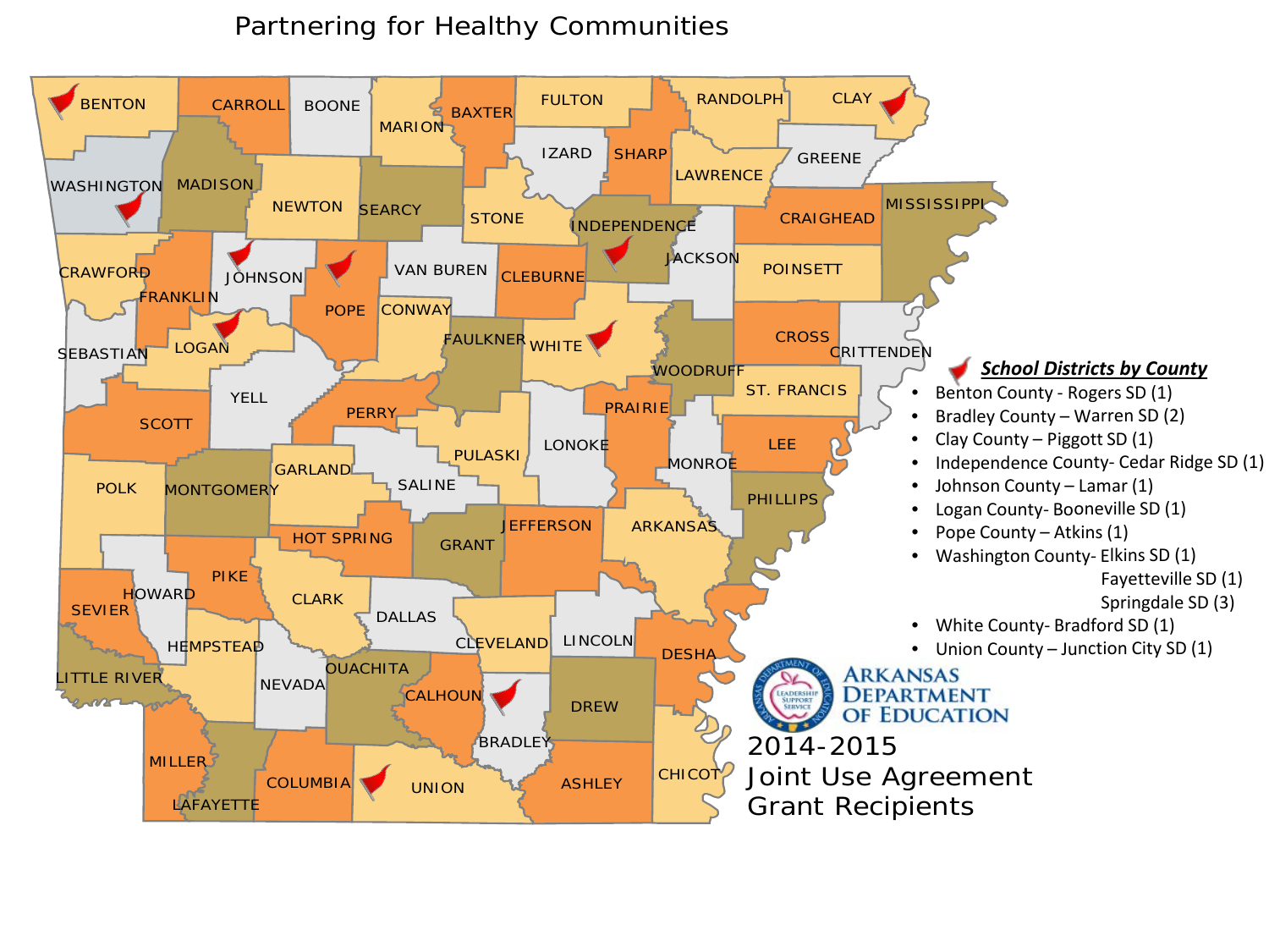# Partnering for Healthy Communities

***School Districts by County***

- Benton County - Rogers SD (1)
- Bradley County – Warren SD (2)
- Clay County – Piggott SD (1)
- Independence County- Cedar Ridge SD (1)
- Johnson County – Lamar (1)
- Logan County- Booneville SD (1)
- Pope County – Atkins (1)
- Washington County- Elkins SD (1)
  - Fayetteville SD (1)
  - Springdale SD (3)
- White County- Bradford SD (1)
- Union County – Junction City SD (1)

ARKANSAS DEPARTMENT OF EDUCATION

2014-2015
Joint Use Agreement
Grant Recipients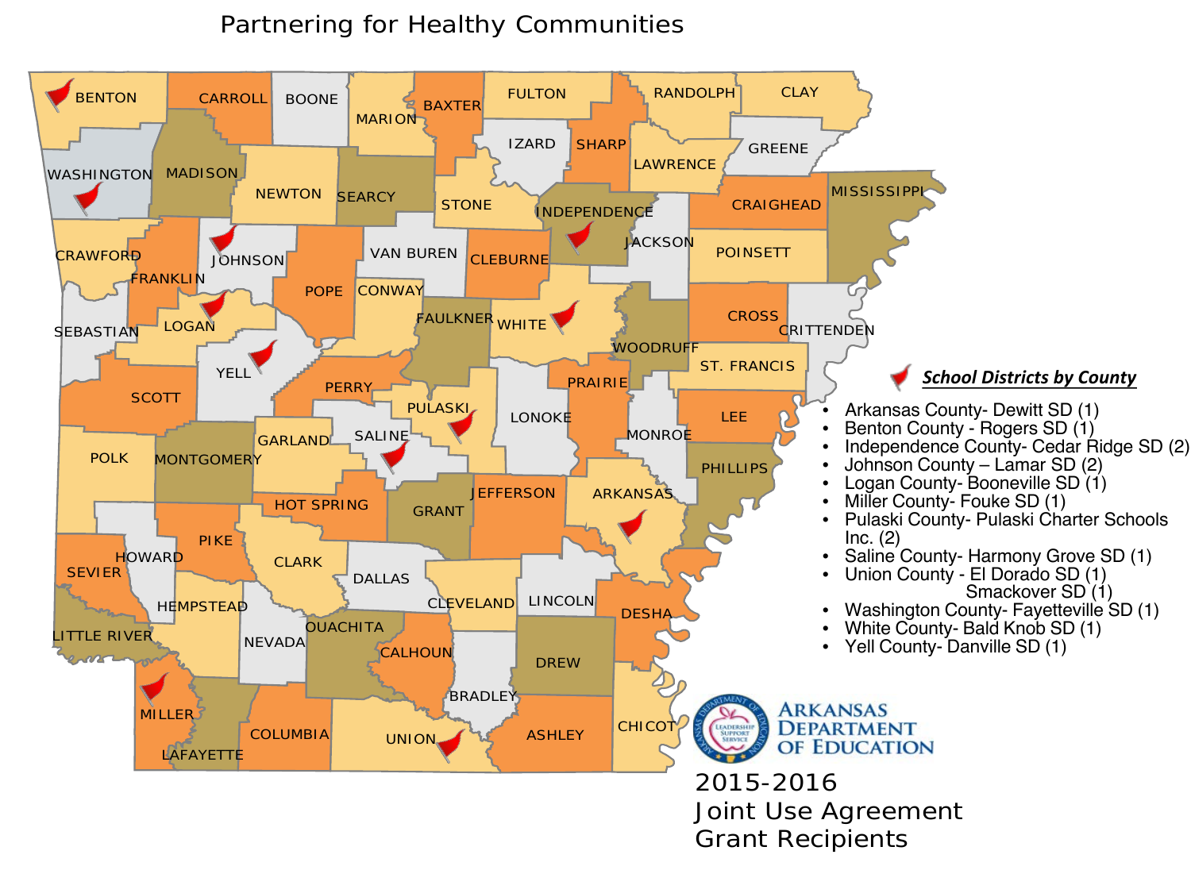# Partnering for Healthy Communities

***School Districts by County***

- Arkansas County- Dewitt SD (1)
- Benton County - Rogers SD (1)
- Independence County- Cedar Ridge SD (2)
- Johnson County – Lamar SD (2)
- Logan County- Booneville SD (1)
- Miller County- Fouke SD (1)
- Pulaski County- Pulaski Charter Schools Inc. (2)
- Saline County- Harmony Grove SD (1)
- Union County - El Dorado SD (1)
  Smackover SD (1)
- Washington County- Fayetteville SD (1)
- White County- Bald Knob SD (1)
- Yell County- Danville SD (1)

Arkansas Department of Education

2015-2016
Joint Use Agreement
Grant Recipients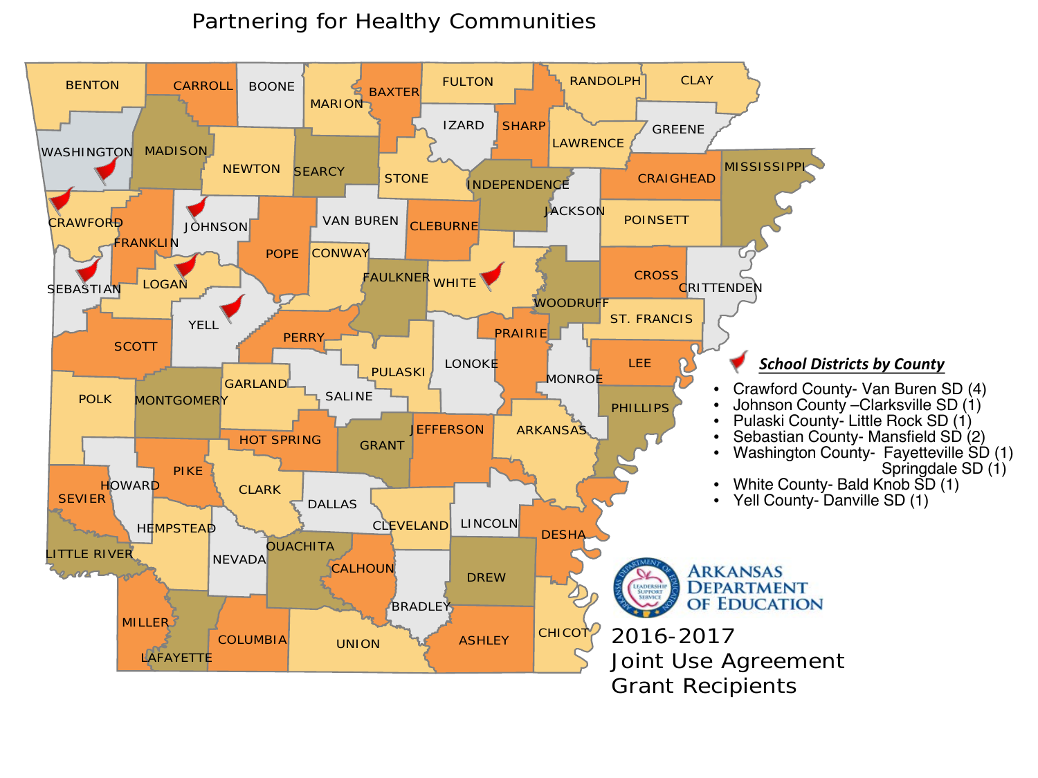# Partnering for Healthy Communities

***School Districts by County***

- Crawford County- Van Buren SD (4)
- Johnson County –Clarksville SD (1)
- Pulaski County- Little Rock SD (1)
- Sebastian County- Mansfield SD (2)
- Washington County- Fayetteville SD (1)
  Springdale SD (1)
- White County- Bald Knob SD (1)
- Yell County- Danville SD (1)

ARKANSAS DEPARTMENT OF EDUCATION

2016-2017
Joint Use Agreement
Grant Recipients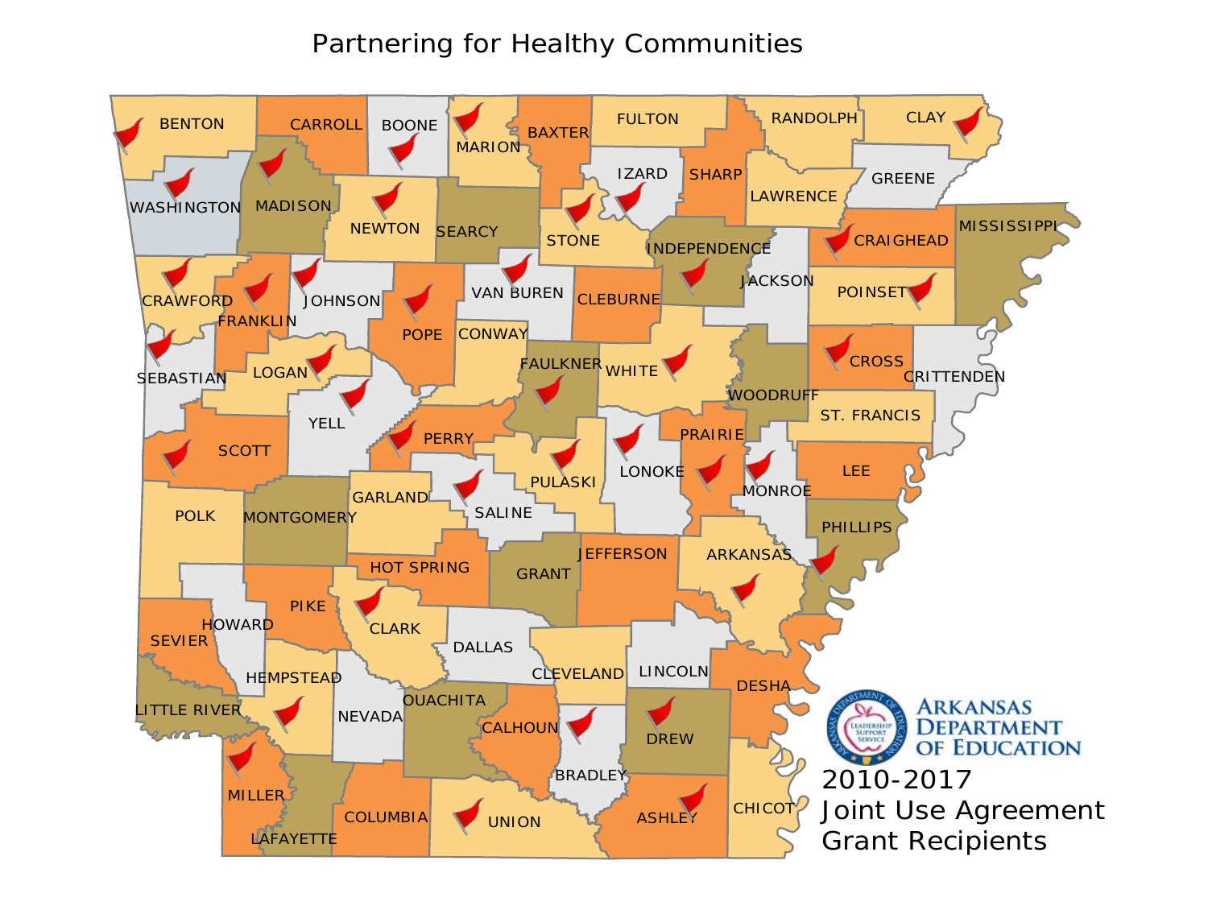# Partnering for Healthy Communities

BENTON
CARROLL
BOONE
MARION
BAXTER
FULTON
RANDOLPH
CLAY
WASHINGTON
MADISON
NEWTON
SEARCY
STONE
IZARD
SHARP
LAWRENCE
GREENE
CRAIGHEAD
MISSISSIPPI
CRAWFORD
FRANKLIN
JOHNSON
POPE
VAN BUREN
CLEBURNE
INDEPENDENCE
JACKSON
POINSETT
SEBASTIAN
LOGAN
CONWAY
FAULKNER
WHITE
WOODRUFF
CROSS
CRITTENDEN
YELL
PERRY
ST. FRANCIS
SCOTT
PRAIRIE
LONOKE
PULASKI
MONROE
LEE
POLK
MONTGOMERY
GARLAND
SALINE
PHILLIPS
HOT SPRING
GRANT
JEFFERSON
ARKANSAS
SEVIER
HOWARD
PIKE
CLARK
DALLAS
CLEVELAND
LINCOLN
DESHA
HEMPSTEAD
LITTLE RIVER
NEVADA
OUACHITA
CALHOUN
DREW
BRADLEY
MILLER
LAFAYETTE
COLUMBIA
UNION
ASHLEY
CHICOT

ARKANSAS DEPARTMENT OF EDUCATION

2010-2017
Joint Use Agreement
Grant Recipients